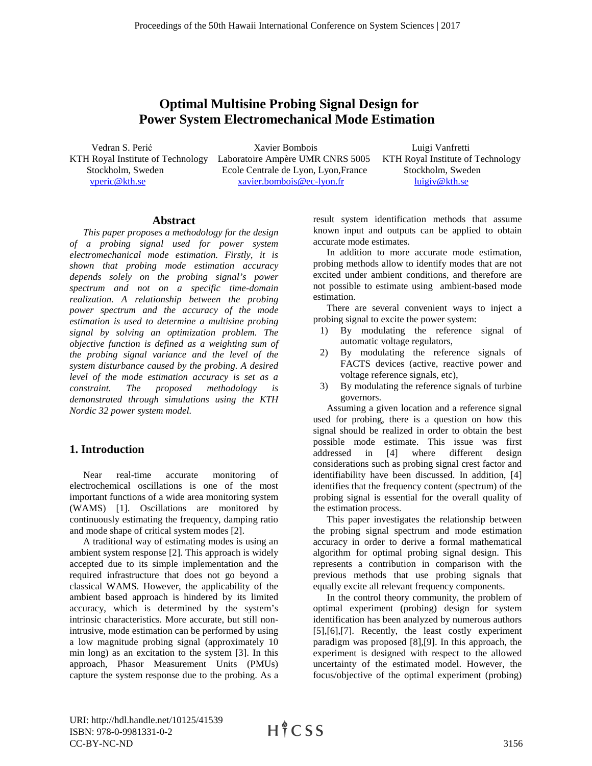# Optimal Multisine Probing Signal Design for Power System Electromechanical Mode Estimation

Vedran S. Perić
KTH Royal Institute of Technology
Stockholm, Sweden
vperic@kth.se

Xavier Bombois
Laboratoire Ampère UMR CNRS 5005
Ecole Centrale de Lyon, Lyon,France
xavier.bombois@ec-lyon.fr

Luigi Vanfretti
KTH Royal Institute of Technology
Stockholm, Sweden
luigiv@kth.se

## Abstract

*This paper proposes a methodology for the design of a probing signal used for power system electromechanical mode estimation. Firstly, it is shown that probing mode estimation accuracy depends solely on the probing signal's power spectrum and not on a specific time-domain realization. A relationship between the probing power spectrum and the accuracy of the mode estimation is used to determine a multisine probing signal by solving an optimization problem. The objective function is defined as a weighting sum of the probing signal variance and the level of the system disturbance caused by the probing. A desired level of the mode estimation accuracy is set as a constraint. The proposed methodology is demonstrated through simulations using the KTH Nordic 32 power system model.*

## 1. Introduction

Near real-time accurate monitoring of electrochemical oscillations is one of the most important functions of a wide area monitoring system (WAMS) [1]. Oscillations are monitored by continuously estimating the frequency, damping ratio and mode shape of critical system modes [2].

A traditional way of estimating modes is using an ambient system response [2]. This approach is widely accepted due to its simple implementation and the required infrastructure that does not go beyond a classical WAMS. However, the applicability of the ambient based approach is hindered by its limited accuracy, which is determined by the system's intrinsic characteristics. More accurate, but still non-intrusive, mode estimation can be performed by using a low magnitude probing signal (approximately 10 min long) as an excitation to the system [3]. In this approach, Phasor Measurement Units (PMUs) capture the system response due to the probing. As a result system identification methods that assume known input and outputs can be applied to obtain accurate mode estimates.

In addition to more accurate mode estimation, probing methods allow to identify modes that are not excited under ambient conditions, and therefore are not possible to estimate using ambient-based mode estimation.

There are several convenient ways to inject a probing signal to excite the power system:

1) By modulating the reference signal of automatic voltage regulators,
2) By modulating the reference signals of FACTS devices (active, reactive power and voltage reference signals, etc),
3) By modulating the reference signals of turbine governors.

Assuming a given location and a reference signal used for probing, there is a question on how this signal should be realized in order to obtain the best possible mode estimate. This issue was first addressed in [4] where different design considerations such as probing signal crest factor and identifiability have been discussed. In addition, [4] identifies that the frequency content (spectrum) of the probing signal is essential for the overall quality of the estimation process.

This paper investigates the relationship between the probing signal spectrum and mode estimation accuracy in order to derive a formal mathematical algorithm for optimal probing signal design. This represents a contribution in comparison with the previous methods that use probing signals that equally excite all relevant frequency components.

In the control theory community, the problem of optimal experiment (probing) design for system identification has been analyzed by numerous authors [5],[6],[7]. Recently, the least costly experiment paradigm was proposed [8],[9]. In this approach, the experiment is designed with respect to the allowed uncertainty of the estimated model. However, the focus/objective of the optimal experiment (probing)

URI: http://hdl.handle.net/10125/41539
ISBN: 978-0-9981331-0-2
CC-BY-NC-ND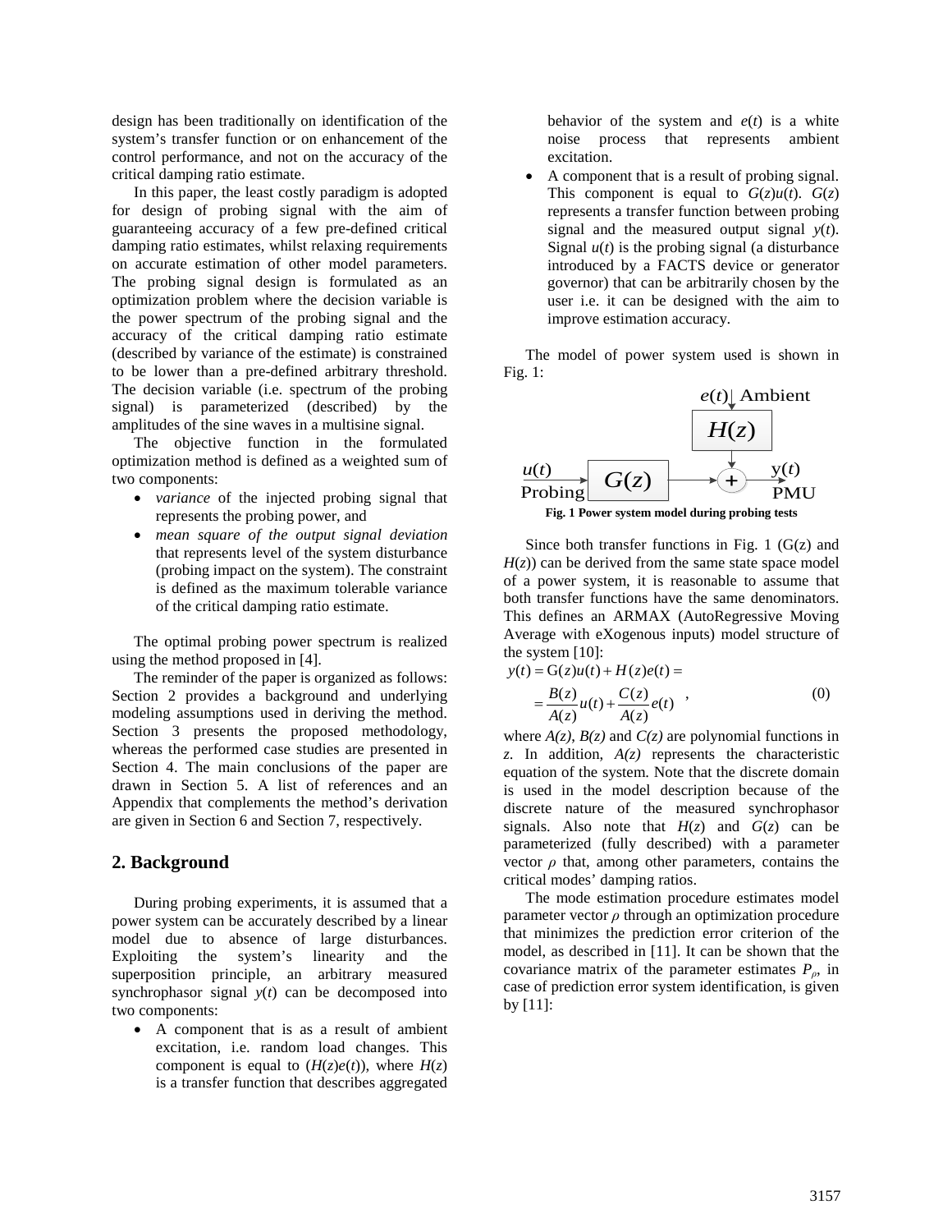design has been traditionally on identification of the system's transfer function or on enhancement of the control performance, and not on the accuracy of the critical damping ratio estimate.

In this paper, the least costly paradigm is adopted for design of probing signal with the aim of guaranteeing accuracy of a few pre-defined critical damping ratio estimates, whilst relaxing requirements on accurate estimation of other model parameters. The probing signal design is formulated as an optimization problem where the decision variable is the power spectrum of the probing signal and the accuracy of the critical damping ratio estimate (described by variance of the estimate) is constrained to be lower than a pre-defined arbitrary threshold. The decision variable (i.e. spectrum of the probing signal) is parameterized (described) by the amplitudes of the sine waves in a multisine signal.

The objective function in the formulated optimization method is defined as a weighted sum of two components:

- *variance* of the injected probing signal that represents the probing power, and
- *mean square of the output signal deviation* that represents level of the system disturbance (probing impact on the system). The constraint is defined as the maximum tolerable variance of the critical damping ratio estimate.

The optimal probing power spectrum is realized using the method proposed in [4].

The reminder of the paper is organized as follows: Section 2 provides a background and underlying modeling assumptions used in deriving the method. Section 3 presents the proposed methodology, whereas the performed case studies are presented in Section 4. The main conclusions of the paper are drawn in Section 5. A list of references and an Appendix that complements the method's derivation are given in Section 6 and Section 7, respectively.

## 2. Background

During probing experiments, it is assumed that a power system can be accurately described by a linear model due to absence of large disturbances. Exploiting the system's linearity and the superposition principle, an arbitrary measured synchrophasor signal $y(t)$ can be decomposed into two components:

- A component that is as a result of ambient excitation, i.e. random load changes. This component is equal to $(H(z)e(t))$, where $H(z)$ is a transfer function that describes aggregated behavior of the system and $e(t)$ is a white noise process that represents ambient excitation.
- A component that is a result of probing signal. This component is equal to $G(z)u(t)$. $G(z)$ represents a transfer function between probing signal and the measured output signal $y(t)$. Signal $u(t)$ is the probing signal (a disturbance introduced by a FACTS device or generator governor) that can be arbitrarily chosen by the user i.e. it can be designed with the aim to improve estimation accuracy.

The model of power system used is shown in Fig. 1:

**Fig. 1 Power system model during probing tests**

Since both transfer functions in Fig. 1 (G(z) and $H(z)$) can be derived from the same state space model of a power system, it is reasonable to assume that both transfer functions have the same denominators. This defines an ARMAX (AutoRegressive Moving Average with eXogenous inputs) model structure of the system [10]:

$$y(t) = G(z)u(t) + H(z)e(t) = \\ = \frac{B(z)}{A(z)}u(t) + \frac{C(z)}{A(z)}e(t) \quad , \qquad (0)$$

where $A(z)$, $B(z)$ and $C(z)$ are polynomial functions in $z$. In addition, $A(z)$ represents the characteristic equation of the system. Note that the discrete domain is used in the model description because of the discrete nature of the measured synchrophasor signals. Also note that $H(z)$ and $G(z)$ can be parameterized (fully described) with a parameter vector $\rho$ that, among other parameters, contains the critical modes' damping ratios.

The mode estimation procedure estimates model parameter vector $\rho$ through an optimization procedure that minimizes the prediction error criterion of the model, as described in [11]. It can be shown that the covariance matrix of the parameter estimates $P_\rho$, in case of prediction error system identification, is given by [11]: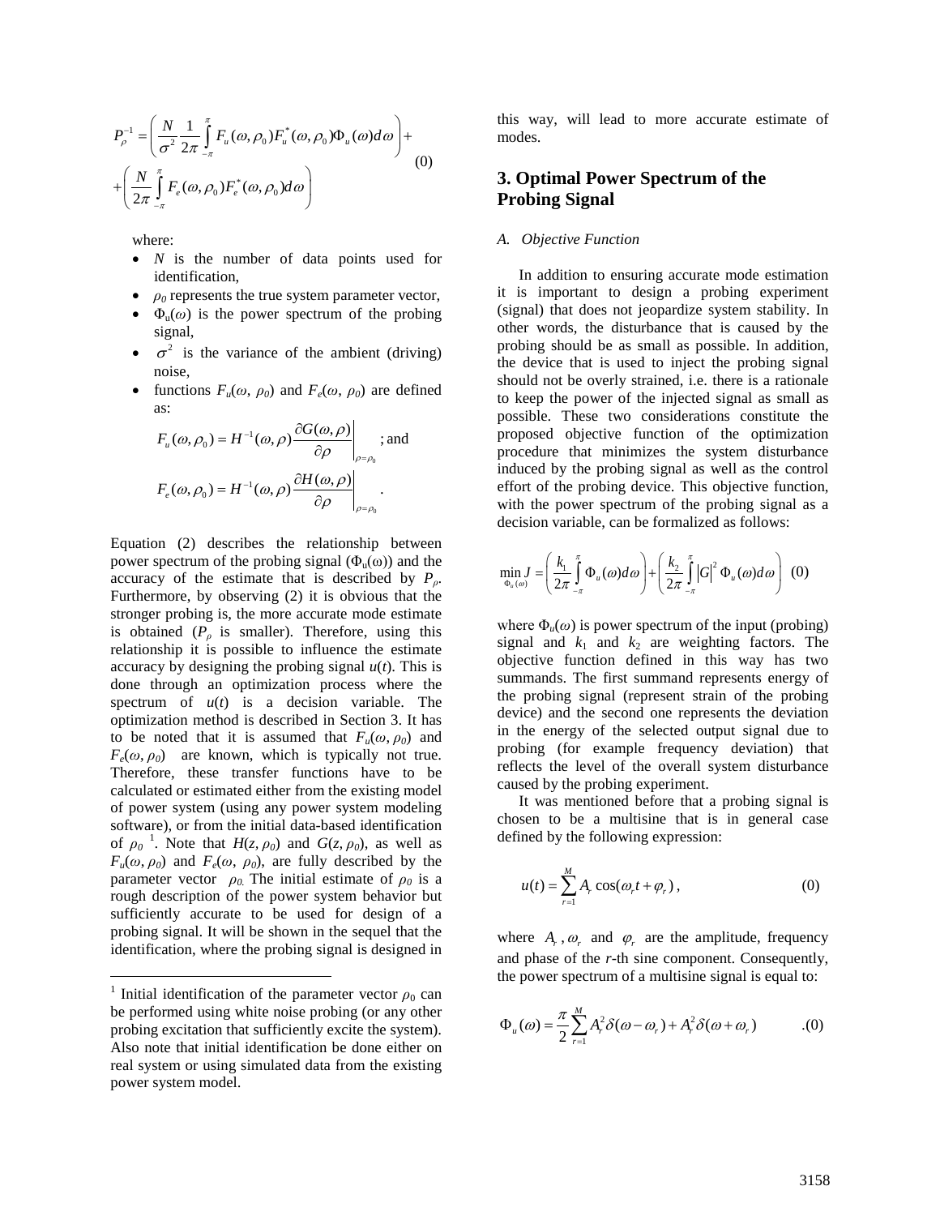$$P_\rho^{-1} = \left( \frac{N}{\sigma^2} \frac{1}{2\pi} \int_{-\pi}^{\pi} F_u(\omega,\rho_0) F_u^*(\omega,\rho_0) \Phi_u(\omega) d\omega \right) + \left( \frac{N}{2\pi} \int_{-\pi}^{\pi} F_e(\omega,\rho_0) F_e^*(\omega,\rho_0) d\omega \right) \quad (0)$$

where:

- $N$ is the number of data points used for identification,
- $\rho_0$ represents the true system parameter vector,
- $\Phi_u(\omega)$ is the power spectrum of the probing signal,
- $\sigma^2$ is the variance of the ambient (driving) noise,
- functions $F_u(\omega, \rho_0)$ and $F_e(\omega, \rho_0)$ are defined as:

$$F_u(\omega,\rho_0) = H^{-1}(\omega,\rho) \left. \frac{\partial G(\omega,\rho)}{\partial \rho} \right|_{\rho=\rho_0} \text{; and}$$

$$F_e(\omega,\rho_0) = H^{-1}(\omega,\rho) \left. \frac{\partial H(\omega,\rho)}{\partial \rho} \right|_{\rho=\rho_0} .$$

Equation (2) describes the relationship between power spectrum of the probing signal ($\Phi_u(\omega)$) and the accuracy of the estimate that is described by $P_\rho$. Furthermore, by observing (2) it is obvious that the stronger probing is, the more accurate mode estimate is obtained ($P_\rho$ is smaller). Therefore, using this relationship it is possible to influence the estimate accuracy by designing the probing signal $u(t)$. This is done through an optimization process where the spectrum of $u(t)$ is a decision variable. The optimization method is described in Section 3. It has to be noted that it is assumed that $F_u(\omega, \rho_0)$ and $F_e(\omega, \rho_0)$ are known, which is typically not true. Therefore, these transfer functions have to be calculated or estimated either from the existing model of power system (using any power system modeling software), or from the initial data-based identification of $\rho_0$ [1]. Note that $H(z, \rho_0)$ and $G(z, \rho_0)$, as well as $F_u(\omega, \rho_0)$ and $F_e(\omega, \rho_0)$, are fully described by the parameter vector $\rho_0$. The initial estimate of $\rho_0$ is a rough description of the power system behavior but sufficiently accurate to be used for design of a probing signal. It will be shown in the sequel that the identification, where the probing signal is designed in this way, will lead to more accurate estimate of modes.

[1] Initial identification of the parameter vector $\rho_0$ can be performed using white noise probing (or any other probing excitation that sufficiently excite the system). Also note that initial identification be done either on real system or using simulated data from the existing power system model.

## 3. Optimal Power Spectrum of the Probing Signal

*A. Objective Function*

In addition to ensuring accurate mode estimation it is important to design a probing experiment (signal) that does not jeopardize system stability. In other words, the disturbance that is caused by the probing should be as small as possible. In addition, the device that is used to inject the probing signal should not be overly strained, i.e. there is a rationale to keep the power of the injected signal as small as possible. These two considerations constitute the proposed objective function of the optimization procedure that minimizes the system disturbance induced by the probing signal as well as the control effort of the probing device. This objective function, with the power spectrum of the probing signal as a decision variable, can be formalized as follows:

$$\min_{\Phi_u(\omega)} J = \left( \frac{k_1}{2\pi} \int_{-\pi}^{\pi} \Phi_u(\omega) d\omega \right) + \left( \frac{k_2}{2\pi} \int_{-\pi}^{\pi} |G|^2 \Phi_u(\omega) d\omega \right) \quad (0)$$

where $\Phi_u(\omega)$ is power spectrum of the input (probing) signal and $k_1$ and $k_2$ are weighting factors. The objective function defined in this way has two summands. The first summand represents energy of the probing signal (represent strain of the probing device) and the second one represents the deviation in the energy of the selected output signal due to probing (for example frequency deviation) that reflects the level of the overall system disturbance caused by the probing experiment.

It was mentioned before that a probing signal is chosen to be a multisine that is in general case defined by the following expression:

$$u(t) = \sum_{r=1}^{M} A_r \cos(\omega_r t + \varphi_r) , \quad (0)$$

where $A_r, \omega_r$ and $\varphi_r$ are the amplitude, frequency and phase of the $r$-th sine component. Consequently, the power spectrum of a multisine signal is equal to:

$$\Phi_u(\omega) = \frac{\pi}{2} \sum_{r=1}^{M} A_r^2 \delta(\omega - \omega_r) + A_r^2 \delta(\omega + \omega_r) \quad .(0)$$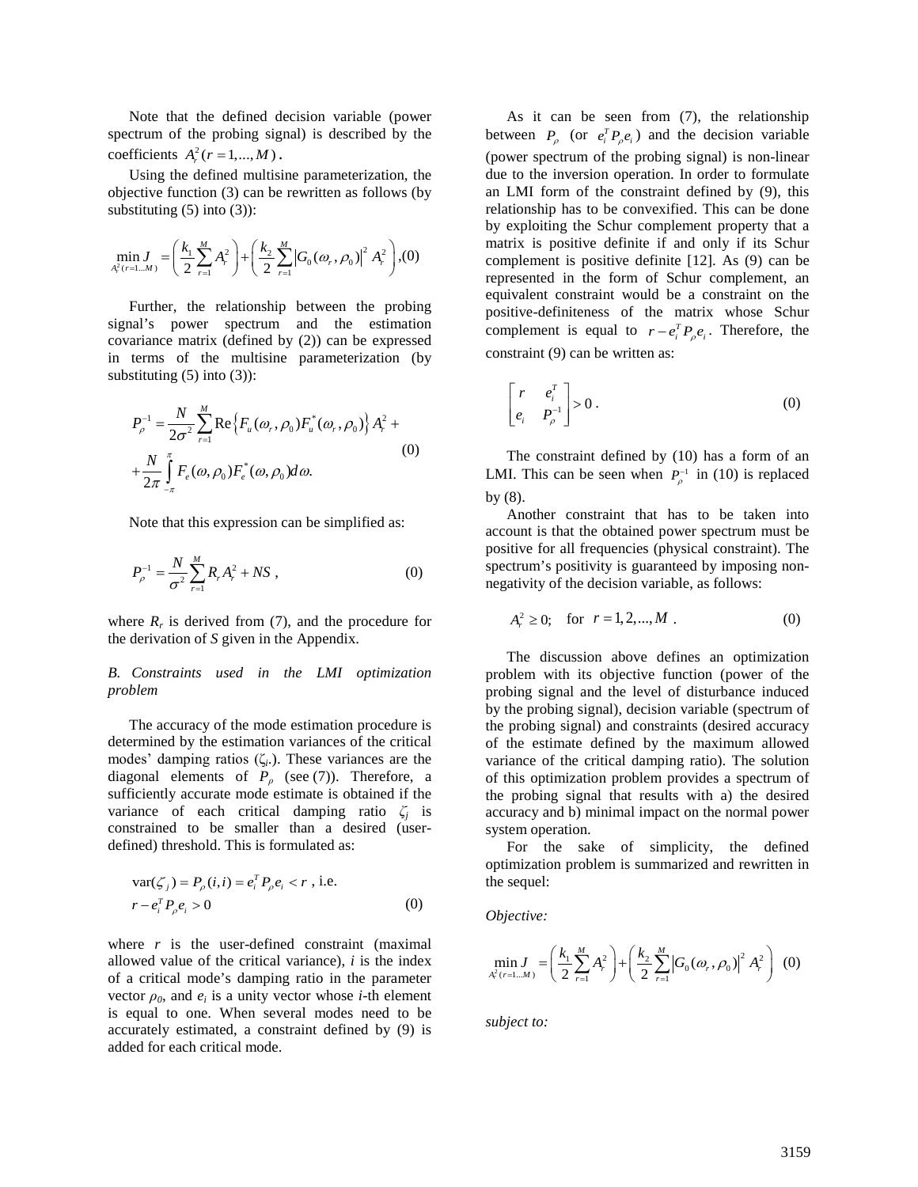Note that the defined decision variable (power spectrum of the probing signal) is described by the coefficients $A_r^2 (r = 1,...,M)$.

Using the defined multisine parameterization, the objective function (3) can be rewritten as follows (by substituting (5) into (3)):

$$\min_{A_r^2(r=1...M)} J = \left(\frac{k_1}{2}\sum_{r=1}^{M} A_r^2\right) + \left(\frac{k_2}{2}\sum_{r=1}^{M} \left|G_0(\omega_r, \rho_0)\right|^2 A_r^2\right), (0)$$

Further, the relationship between the probing signal's power spectrum and the estimation covariance matrix (defined by (2)) can be expressed in terms of the multisine parameterization (by substituting (5) into (3)):

$$P_\rho^{-1} = \frac{N}{2\sigma^2}\sum_{r=1}^{M} \text{Re}\left\{F_u(\omega_r, \rho_0)F_u^*(\omega_r, \rho_0)\right\} A_r^2 + \\ + \frac{N}{2\pi}\int_{-\pi}^{\pi} F_e(\omega, \rho_0)F_e^*(\omega, \rho_0)d\omega. \quad (0)$$

Note that this expression can be simplified as:

$$P_\rho^{-1} = \frac{N}{\sigma^2}\sum_{r=1}^{M} R_r A_r^2 + NS , \quad (0)$$

where $R_r$ is derived from (7), and the procedure for the derivation of $S$ given in the Appendix.

*B. Constraints used in the LMI optimization problem*

The accuracy of the mode estimation procedure is determined by the estimation variances of the critical modes' damping ratios ($\zeta_i$.). These variances are the diagonal elements of $P_\rho$ (see (7)). Therefore, a sufficiently accurate mode estimate is obtained if the variance of each critical damping ratio $\zeta_j$ is constrained to be smaller than a desired (user-defined) threshold. This is formulated as:

$$\text{var}(\zeta_j) = P_\rho(i,i) = e_i^T P_\rho e_i < r \text{ , i.e.} \\ r - e_i^T P_\rho e_i > 0 \quad (0)$$

where $r$ is the user-defined constraint (maximal allowed value of the critical variance), $i$ is the index of a critical mode's damping ratio in the parameter vector $\rho_0$, and $e_i$ is a unity vector whose $i$-th element is equal to one. When several modes need to be accurately estimated, a constraint defined by (9) is added for each critical mode.

As it can be seen from (7), the relationship between $P_\rho$ (or $e_i^T P_\rho e_i$) and the decision variable (power spectrum of the probing signal) is non-linear due to the inversion operation. In order to formulate an LMI form of the constraint defined by (9), this relationship has to be convexified. This can be done by exploiting the Schur complement property that a matrix is positive definite if and only if its Schur complement is positive definite [12]. As (9) can be represented in the form of Schur complement, an equivalent constraint would be a constraint on the positive-definiteness of the matrix whose Schur complement is equal to $r - e_i^T P_\rho e_i$. Therefore, the constraint (9) can be written as:

$$\begin{bmatrix} r & e_i^T \\ e_i & P_\rho^{-1} \end{bmatrix} > 0 . \quad (0)$$

The constraint defined by (10) has a form of an LMI. This can be seen when $P_\rho^{-1}$ in (10) is replaced by (8).

Another constraint that has to be taken into account is that the obtained power spectrum must be positive for all frequencies (physical constraint). The spectrum's positivity is guaranteed by imposing non-negativity of the decision variable, as follows:

$$A_r^2 \geq 0; \quad \text{for } r = 1,2,...,M . \quad (0)$$

The discussion above defines an optimization problem with its objective function (power of the probing signal and the level of disturbance induced by the probing signal), decision variable (spectrum of the probing signal) and constraints (desired accuracy of the estimate defined by the maximum allowed variance of the critical damping ratio). The solution of this optimization problem provides a spectrum of the probing signal that results with a) the desired accuracy and b) minimal impact on the normal power system operation.

For the sake of simplicity, the defined optimization problem is summarized and rewritten in the sequel:

*Objective:*

$$\min_{A_r^2(r=1...M)} J = \left(\frac{k_1}{2}\sum_{r=1}^{M} A_r^2\right) + \left(\frac{k_2}{2}\sum_{r=1}^{M} \left|G_0(\omega_r, \rho_0)\right|^2 A_r^2\right) \quad (0)$$

*subject to:*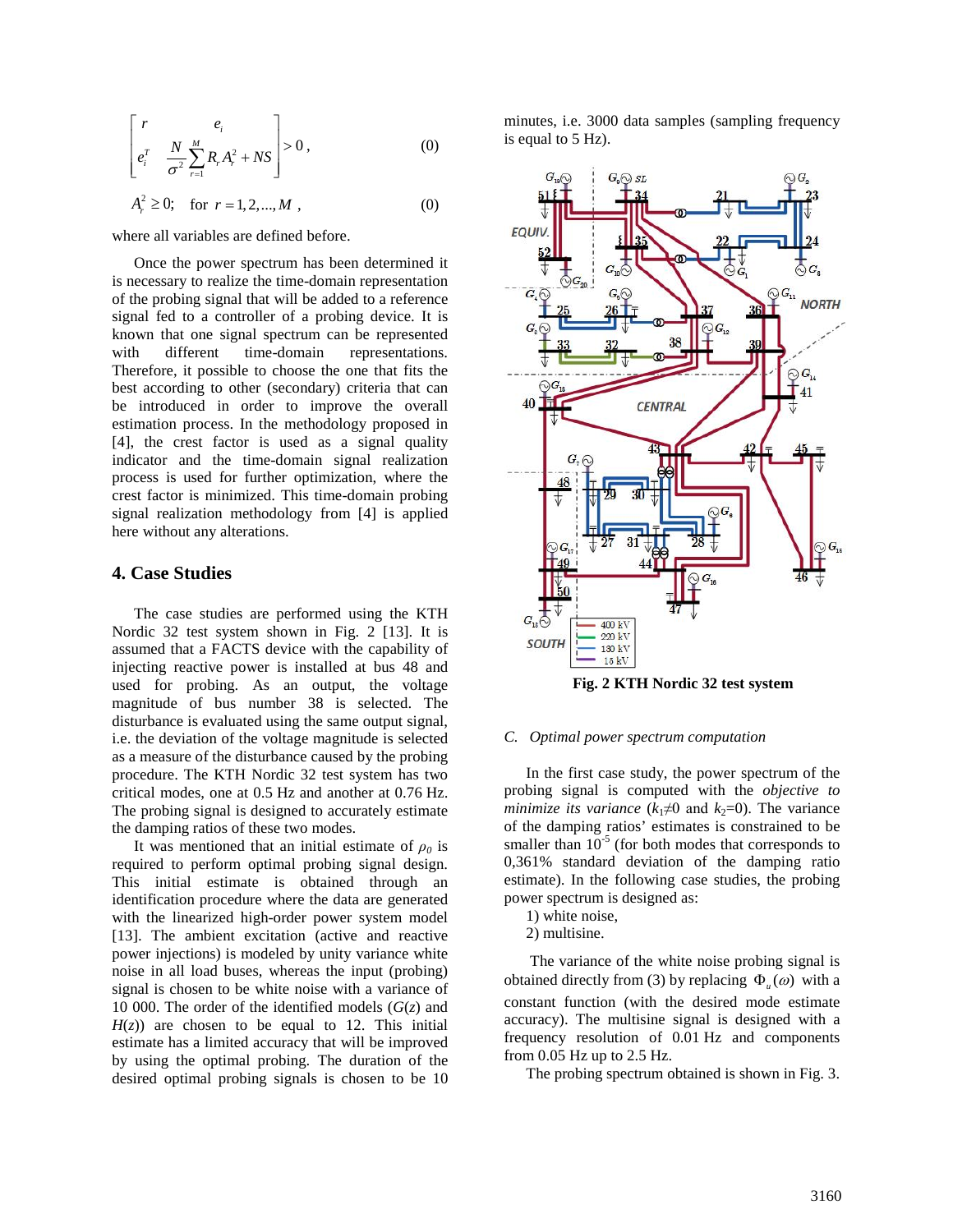$$\begin{bmatrix} r & e_i \\ e_i^T & \frac{N}{\sigma^2}\sum_{r=1}^{M} R_r A_r^2 + NS \end{bmatrix} > 0, \quad (0)$$

$$A_r^2 \geq 0; \quad \text{for } r = 1, 2, ..., M, \quad (0)$$

where all variables are defined before.

Once the power spectrum has been determined it is necessary to realize the time-domain representation of the probing signal that will be added to a reference signal fed to a controller of a probing device. It is known that one signal spectrum can be represented with different time-domain representations. Therefore, it possible to choose the one that fits the best according to other (secondary) criteria that can be introduced in order to improve the overall estimation process. In the methodology proposed in [4], the crest factor is used as a signal quality indicator and the time-domain signal realization process is used for further optimization, where the crest factor is minimized. This time-domain probing signal realization methodology from [4] is applied here without any alterations.

## 4. Case Studies

The case studies are performed using the KTH Nordic 32 test system shown in Fig. 2 [13]. It is assumed that a FACTS device with the capability of injecting reactive power is installed at bus 48 and used for probing. As an output, the voltage magnitude of bus number 38 is selected. The disturbance is evaluated using the same output signal, i.e. the deviation of the voltage magnitude is selected as a measure of the disturbance caused by the probing procedure. The KTH Nordic 32 test system has two critical modes, one at 0.5 Hz and another at 0.76 Hz. The probing signal is designed to accurately estimate the damping ratios of these two modes.

It was mentioned that an initial estimate of $\rho_0$ is required to perform optimal probing signal design. This initial estimate is obtained through an identification procedure where the data are generated with the linearized high-order power system model [13]. The ambient excitation (active and reactive power injections) is modeled by unity variance white noise in all load buses, whereas the input (probing) signal is chosen to be white noise with a variance of 10 000. The order of the identified models ($G(z)$ and $H(z)$) are chosen to be equal to 12. This initial estimate has a limited accuracy that will be improved by using the optimal probing. The duration of the desired optimal probing signals is chosen to be 10 minutes, i.e. 3000 data samples (sampling frequency is equal to 5 Hz).

**Fig. 2 KTH Nordic 32 test system**

### C. *Optimal power spectrum computation*

In the first case study, the power spectrum of the probing signal is computed with the *objective to minimize its variance* ($k_1 \neq 0$ and $k_2 = 0$). The variance of the damping ratios' estimates is constrained to be smaller than $10^{-5}$ (for both modes that corresponds to 0,361% standard deviation of the damping ratio estimate). In the following case studies, the probing power spectrum is designed as:

1) white noise,
2) multisine.

The variance of the white noise probing signal is obtained directly from (3) by replacing $\Phi_u(\omega)$ with a constant function (with the desired mode estimate accuracy). The multisine signal is designed with a frequency resolution of 0.01 Hz and components from 0.05 Hz up to 2.5 Hz.

The probing spectrum obtained is shown in Fig. 3.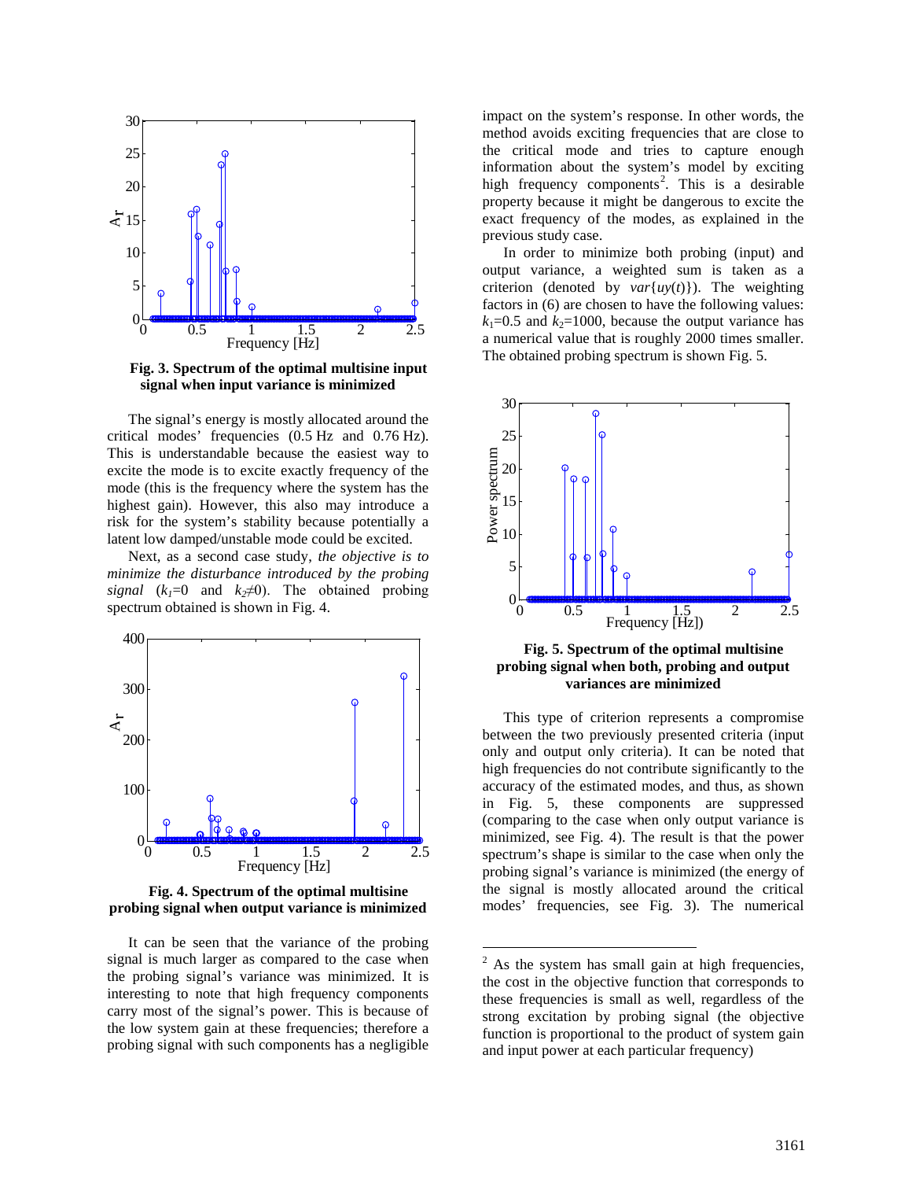**Fig. 3. Spectrum of the optimal multisine input signal when input variance is minimized**

The signal's energy is mostly allocated around the critical modes' frequencies (0.5 Hz and 0.76 Hz). This is understandable because the easiest way to excite the mode is to excite exactly frequency of the mode (this is the frequency where the system has the highest gain). However, this also may introduce a risk for the system's stability because potentially a latent low damped/unstable mode could be excited.

Next, as a second case study, *the objective is to minimize the disturbance introduced by the probing signal* ($k_1$=0 and $k_2$≠0). The obtained probing spectrum obtained is shown in Fig. 4.

**Fig. 4. Spectrum of the optimal multisine probing signal when output variance is minimized**

It can be seen that the variance of the probing signal is much larger as compared to the case when the probing signal's variance was minimized. It is interesting to note that high frequency components carry most of the signal's power. This is because of the low system gain at these frequencies; therefore a probing signal with such components has a negligible impact on the system's response. In other words, the method avoids exciting frequencies that are close to the critical mode and tries to capture enough information about the system's model by exciting high frequency components[2]. This is a desirable property because it might be dangerous to excite the exact frequency of the modes, as explained in the previous study case.

In order to minimize both probing (input) and output variance, a weighted sum is taken as a criterion (denoted by *var*{*uy*(*t*)}). The weighting factors in (6) are chosen to have the following values: $k_1$=0.5 and $k_2$=1000, because the output variance has a numerical value that is roughly 2000 times smaller. The obtained probing spectrum is shown Fig. 5.

**Fig. 5. Spectrum of the optimal multisine probing signal when both, probing and output variances are minimized**

This type of criterion represents a compromise between the two previously presented criteria (input only and output only criteria). It can be noted that high frequencies do not contribute significantly to the accuracy of the estimated modes, and thus, as shown in Fig. 5, these components are suppressed (comparing to the case when only output variance is minimized, see Fig. 4). The result is that the power spectrum's shape is similar to the case when only the probing signal's variance is minimized (the energy of the signal is mostly allocated around the critical modes' frequencies, see Fig. 3). The numerical

---

[2] As the system has small gain at high frequencies, the cost in the objective function that corresponds to these frequencies is small as well, regardless of the strong excitation by probing signal (the objective function is proportional to the product of system gain and input power at each particular frequency)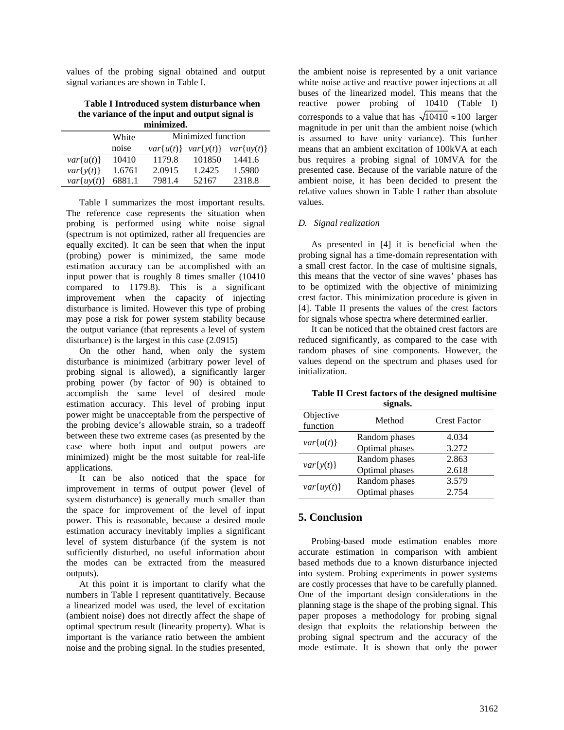values of the probing signal obtained and output signal variances are shown in Table I.

**Table I Introduced system disturbance when the variance of the input and output signal is minimized.**

| | White noise | Minimized function | | |
|---|---|---|---|---|
| | | $var\{u(t)\}$ | $var\{y(t)\}$ | $var\{uy(t)\}$ |
| $var\{u(t)\}$ | 10410 | 1179.8 | 101850 | 1441.6 |
| $var\{y(t)\}$ | 1.6761 | 2.0915 | 1.2425 | 1.5980 |
| $var\{uy(t)\}$ | 6881.1 | 7981.4 | 52167 | 2318.8 |

Table I summarizes the most important results. The reference case represents the situation when probing is performed using white noise signal (spectrum is not optimized, rather all frequencies are equally excited). It can be seen that when the input (probing) power is minimized, the same mode estimation accuracy can be accomplished with an input power that is roughly 8 times smaller (10410 compared to 1179.8). This is a significant improvement when the capacity of injecting disturbance is limited. However this type of probing may pose a risk for power system stability because the output variance (that represents a level of system disturbance) is the largest in this case (2.0915)

On the other hand, when only the system disturbance is minimized (arbitrary power level of probing signal is allowed), a significantly larger probing power (by factor of 90) is obtained to accomplish the same level of desired mode estimation accuracy. This level of probing input power might be unacceptable from the perspective of the probing device's allowable strain, so a tradeoff between these two extreme cases (as presented by the case where both input and output powers are minimized) might be the most suitable for real-life applications.

It can be also noticed that the space for improvement in terms of output power (level of system disturbance) is generally much smaller than the space for improvement of the level of input power. This is reasonable, because a desired mode estimation accuracy inevitably implies a significant level of system disturbance (if the system is not sufficiently disturbed, no useful information about the modes can be extracted from the measured outputs).

At this point it is important to clarify what the numbers in Table I represent quantitatively. Because a linearized model was used, the level of excitation (ambient noise) does not directly affect the shape of optimal spectrum result (linearity property). What is important is the variance ratio between the ambient noise and the probing signal. In the studies presented, the ambient noise is represented by a unit variance white noise active and reactive power injections at all buses of the linearized model. This means that the reactive power probing of 10410 (Table I) corresponds to a value that has $\sqrt{10410} \approx 100$ larger magnitude in per unit than the ambient noise (which is assumed to have unity variance). This further means that an ambient excitation of 100kVA at each bus requires a probing signal of 10MVA for the presented case. Because of the variable nature of the ambient noise, it has been decided to present the relative values shown in Table I rather than absolute values.

### *D. Signal realization*

As presented in [4] it is beneficial when the probing signal has a time-domain representation with a small crest factor. In the case of multisine signals, this means that the vector of sine waves' phases has to be optimized with the objective of minimizing crest factor. This minimization procedure is given in [4]. Table II presents the values of the crest factors for signals whose spectra where determined earlier.

It can be noticed that the obtained crest factors are reduced significantly, as compared to the case with random phases of sine components. However, the values depend on the spectrum and phases used for initialization.

**Table II Crest factors of the designed multisine signals.**

| Objective function | Method | Crest Factor |
|---|---|---|
| $var\{u(t)\}$ | Random phases | 4.034 |
| | Optimal phases | 3.272 |
| $var\{y(t)\}$ | Random phases | 2.863 |
| | Optimal phases | 2.618 |
| $var\{uy(t)\}$ | Random phases | 3.579 |
| | Optimal phases | 2.754 |

## 5. Conclusion

Probing-based mode estimation enables more accurate estimation in comparison with ambient based methods due to a known disturbance injected into system. Probing experiments in power systems are costly processes that have to be carefully planned. One of the important design considerations in the planning stage is the shape of the probing signal. This paper proposes a methodology for probing signal design that exploits the relationship between the probing signal spectrum and the accuracy of the mode estimate. It is shown that only the power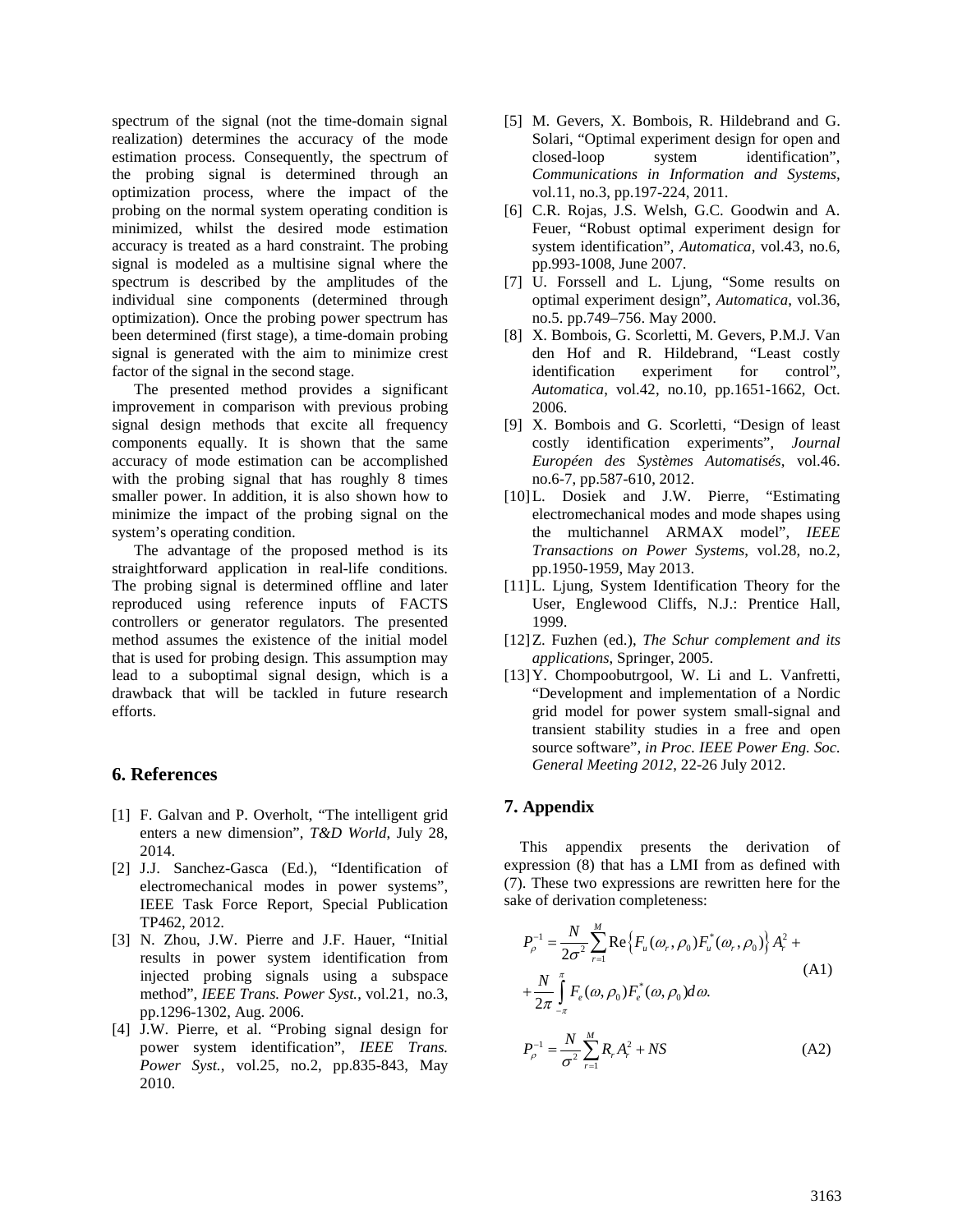spectrum of the signal (not the time-domain signal realization) determines the accuracy of the mode estimation process. Consequently, the spectrum of the probing signal is determined through an optimization process, where the impact of the probing on the normal system operating condition is minimized, whilst the desired mode estimation accuracy is treated as a hard constraint. The probing signal is modeled as a multisine signal where the spectrum is described by the amplitudes of the individual sine components (determined through optimization). Once the probing power spectrum has been determined (first stage), a time-domain probing signal is generated with the aim to minimize crest factor of the signal in the second stage.

The presented method provides a significant improvement in comparison with previous probing signal design methods that excite all frequency components equally. It is shown that the same accuracy of mode estimation can be accomplished with the probing signal that has roughly 8 times smaller power. In addition, it is also shown how to minimize the impact of the probing signal on the system's operating condition.

The advantage of the proposed method is its straightforward application in real-life conditions. The probing signal is determined offline and later reproduced using reference inputs of FACTS controllers or generator regulators. The presented method assumes the existence of the initial model that is used for probing design. This assumption may lead to a suboptimal signal design, which is a drawback that will be tackled in future research efforts.

## 6. References

[1] F. Galvan and P. Overholt, "The intelligent grid enters a new dimension", *T&D World*, July 28, 2014.

[2] J.J. Sanchez-Gasca (Ed.), "Identification of electromechanical modes in power systems", IEEE Task Force Report, Special Publication TP462, 2012.

[3] N. Zhou, J.W. Pierre and J.F. Hauer, "Initial results in power system identification from injected probing signals using a subspace method", *IEEE Trans. Power Syst.*, vol.21, no.3, pp.1296-1302, Aug. 2006.

[4] J.W. Pierre, et al. "Probing signal design for power system identification", *IEEE Trans. Power Syst.*, vol.25, no.2, pp.835-843, May 2010.

[5] M. Gevers, X. Bombois, R. Hildebrand and G. Solari, "Optimal experiment design for open and closed-loop system identification", *Communications in Information and Systems*, vol.11, no.3, pp.197-224, 2011.

[6] C.R. Rojas, J.S. Welsh, G.C. Goodwin and A. Feuer, "Robust optimal experiment design for system identification", *Automatica*, vol.43, no.6, pp.993-1008, June 2007.

[7] U. Forssell and L. Ljung, "Some results on optimal experiment design", *Automatica*, vol.36, no.5. pp.749–756. May 2000.

[8] X. Bombois, G. Scorletti, M. Gevers, P.M.J. Van den Hof and R. Hildebrand, "Least costly identification experiment for control", *Automatica*, vol.42, no.10, pp.1651-1662, Oct. 2006.

[9] X. Bombois and G. Scorletti, "Design of least costly identification experiments", *Journal Européen des Systèmes Automatisés*, vol.46. no.6-7, pp.587-610, 2012.

[10] L. Dosiek and J.W. Pierre, "Estimating electromechanical modes and mode shapes using the multichannel ARMAX model", *IEEE Transactions on Power Systems*, vol.28, no.2, pp.1950-1959, May 2013.

[11] L. Ljung, System Identification Theory for the User, Englewood Cliffs, N.J.: Prentice Hall, 1999.

[12] Z. Fuzhen (ed.), *The Schur complement and its applications*, Springer, 2005.

[13] Y. Chompoobutrgool, W. Li and L. Vanfretti, "Development and implementation of a Nordic grid model for power system small-signal and transient stability studies in a free and open source software", *in Proc. IEEE Power Eng. Soc. General Meeting 2012*, 22-26 July 2012.

## 7. Appendix

This appendix presents the derivation of expression (8) that has a LMI from as defined with (7). These two expressions are rewritten here for the sake of derivation completeness:

$$P_\rho^{-1} = \frac{N}{2\sigma^2}\sum_{r=1}^{M}\mathrm{Re}\left\{F_u(\omega_r,\rho_0)F_u^*(\omega_r,\rho_0)\right\}A_r^2 + \\ + \frac{N}{2\pi}\int_{-\pi}^{\pi}F_e(\omega,\rho_0)F_e^*(\omega,\rho_0)d\omega. \tag{A1}$$

$$P_\rho^{-1} = \frac{N}{\sigma^2}\sum_{r=1}^{M}R_r A_r^2 + NS \tag{A2}$$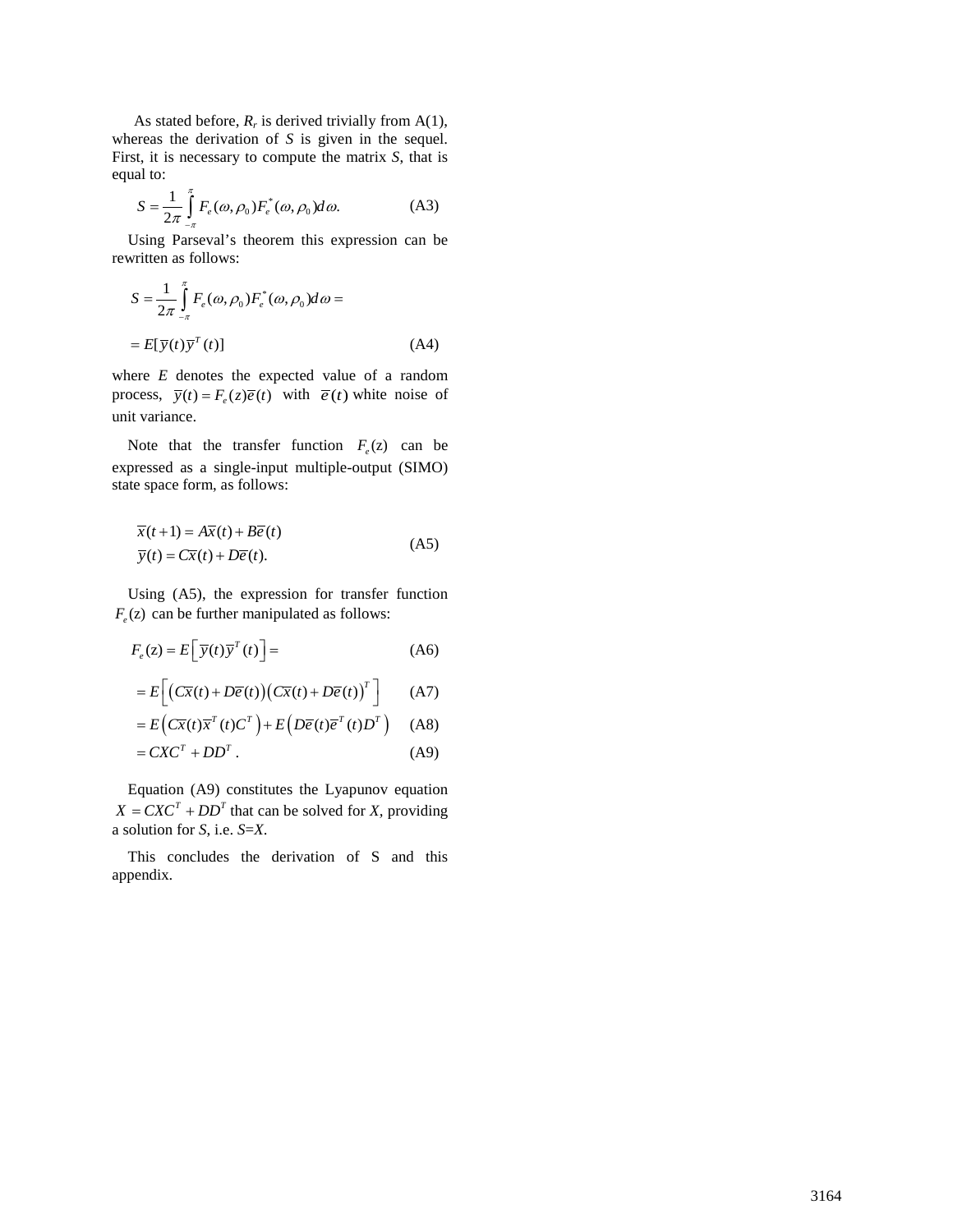As stated before, $R_r$ is derived trivially from A(1), whereas the derivation of $S$ is given in the sequel. First, it is necessary to compute the matrix $S$, that is equal to:

$$S = \frac{1}{2\pi}\int_{-\pi}^{\pi} F_e(\omega,\rho_0)F_e^*(\omega,\rho_0)d\omega. \tag{A3}$$

Using Parseval's theorem this expression can be rewritten as follows:

$$S = \frac{1}{2\pi}\int_{-\pi}^{\pi} F_e(\omega,\rho_0)F_e^*(\omega,\rho_0)d\omega =$$

$$= E[\overline{y}(t)\overline{y}^T(t)] \tag{A4}$$

where $E$ denotes the expected value of a random process, $\overline{y}(t) = F_e(z)\overline{e}(t)$ with $\overline{e}(t)$ white noise of unit variance.

Note that the transfer function $F_e(\text{z})$ can be expressed as a single-input multiple-output (SIMO) state space form, as follows:

$$\begin{aligned} \overline{x}(t+1) &= A\overline{x}(t) + B\overline{e}(t) \\ \overline{y}(t) &= C\overline{x}(t) + D\overline{e}(t). \end{aligned} \tag{A5}$$

Using (A5), the expression for transfer function $F_e(\text{z})$ can be further manipulated as follows:

$$F_e(\text{z}) = E\left[\overline{y}(t)\overline{y}^T(t)\right] = \tag{A6}$$

$$= E\left[\left(C\overline{x}(t) + D\overline{e}(t)\right)\left(C\overline{x}(t) + D\overline{e}(t)\right)^T\right] \tag{A7}$$

$$= E\left(C\overline{x}(t)\overline{x}^T(t)C^T\right) + E\left(D\overline{e}(t)\overline{e}^T(t)D^T\right) \tag{A8}$$

$$= CXC^T + DD^T\,. \tag{A9}$$

Equation (A9) constitutes the Lyapunov equation $X = CXC^T + DD^T$ that can be solved for $X$, providing a solution for $S$, i.e. $S$=$X$.

This concludes the derivation of S and this appendix.